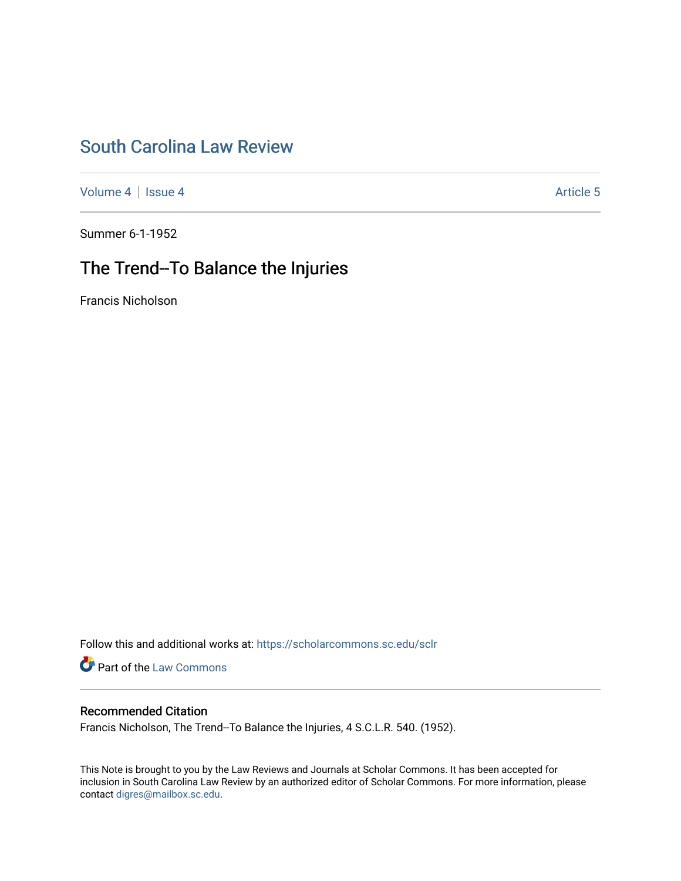# South Carolina Law Review

Volume 4 | Issue 4 Article 5

Summer 6-1-1952

## The Trend--To Balance the Injuries

Francis Nicholson

Follow this and additional works at: https://scholarcommons.sc.edu/sclr

Part of the Law Commons

### Recommended Citation

Francis Nicholson, The Trend--To Balance the Injuries, 4 S.C.L.R. 540. (1952).

This Note is brought to you by the Law Reviews and Journals at Scholar Commons. It has been accepted for inclusion in South Carolina Law Review by an authorized editor of Scholar Commons. For more information, please contact digres@mailbox.sc.edu.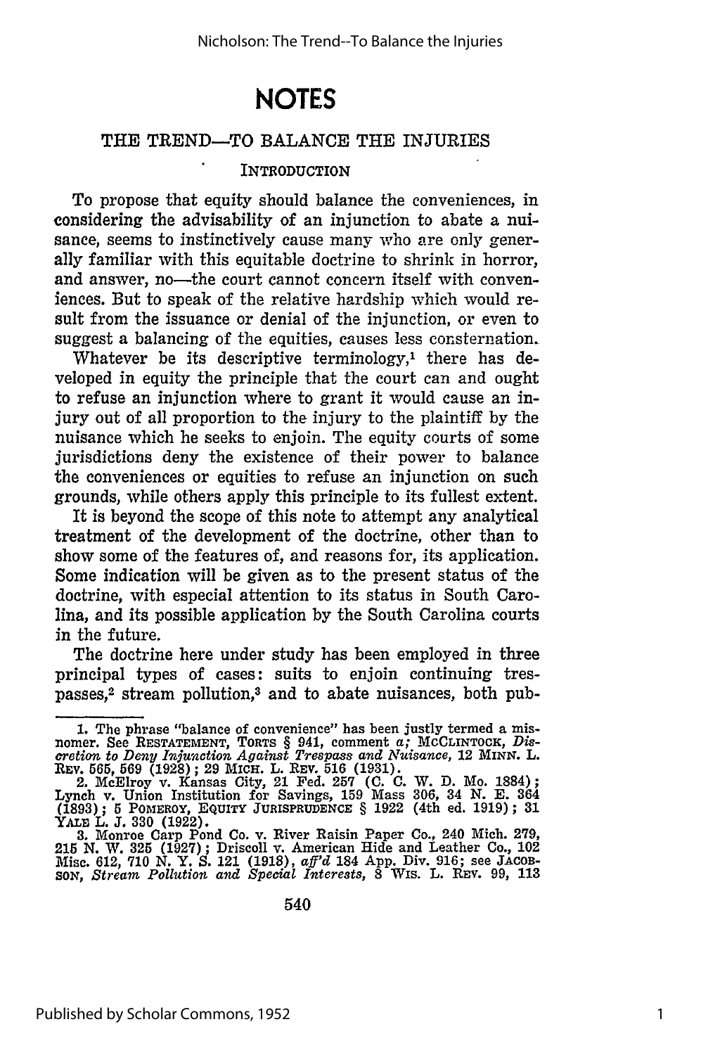# NOTES

## THE TREND—TO BALANCE THE INJURIES

### INTRODUCTION

To propose that equity should balance the conveniences, in considering the advisability of an injunction to abate a nuisance, seems to instinctively cause many who are only generally familiar with this equitable doctrine to shrink in horror, and answer, no—the court cannot concern itself with conveniences. But to speak of the relative hardship which would result from the issuance or denial of the injunction, or even to suggest a balancing of the equities, causes less consternation.

Whatever be its descriptive terminology,[1] there has developed in equity the principle that the court can and ought to refuse an injunction where to grant it would cause an injury out of all proportion to the injury to the plaintiff by the nuisance which he seeks to enjoin. The equity courts of some jurisdictions deny the existence of their power to balance the conveniences or equities to refuse an injunction on such grounds, while others apply this principle to its fullest extent.

It is beyond the scope of this note to attempt any analytical treatment of the development of the doctrine, other than to show some of the features of, and reasons for, its application. Some indication will be given as to the present status of the doctrine, with especial attention to its status in South Carolina, and its possible application by the South Carolina courts in the future.

The doctrine here under study has been employed in three principal types of cases: suits to enjoin continuing trespasses,[2] stream pollution,[3] and to abate nuisances, both pub-

---

1. The phrase "balance of convenience" has been justly termed a misnomer. See RESTATEMENT, TORTS § 941, comment *a;* MCCLINTOCK, *Discretion to Deny Injunction Against Trespass and Nuisance,* 12 MINN. L. REV. 565, 569 (1928); 29 MICH. L. REV. 516 (1931).

2. McElroy v. Kansas City, 21 Fed. 257 (C. C. W. D. Mo. 1884); Lynch v. Union Institution for Savings, 159 Mass 306, 34 N. E. 364 (1893); 5 POMEROY, EQUITY JURISPRUDENCE § 1922 (4th ed. 1919); 31 YALE L. J. 330 (1922).

3. Monroe Carp Pond Co. v. River Raisin Paper Co., 240 Mich. 279, 215 N. W. 325 (1927); Driscoll v. American Hide and Leather Co., 102 Misc. 612, 710 N. Y. S. 121 (1918), *aff'd* 184 App. Div. 916; see JACOBSON, *Stream Pollution and Special Interests,* 8 WIS. L. REV. 99, 113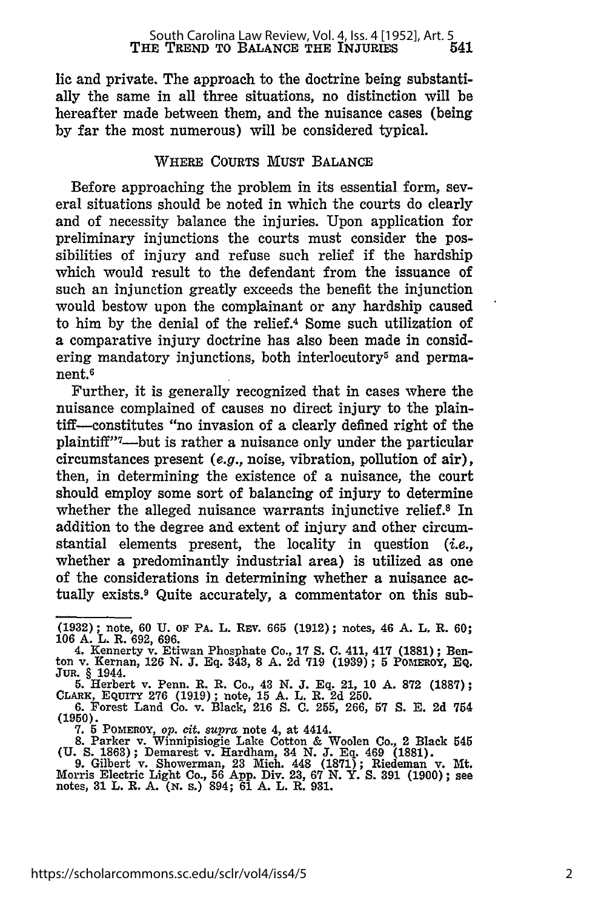lic and private. The approach to the doctrine being substantially the same in all three situations, no distinction will be hereafter made between them, and the nuisance cases (being by far the most numerous) will be considered typical.

## WHERE COURTS MUST BALANCE

Before approaching the problem in its essential form, several situations should be noted in which the courts do clearly and of necessity balance the injuries. Upon application for preliminary injunctions the courts must consider the possibilities of injury and refuse such relief if the hardship which would result to the defendant from the issuance of such an injunction greatly exceeds the benefit the injunction would bestow upon the complainant or any hardship caused to him by the denial of the relief.[4] Some such utilization of a comparative injury doctrine has also been made in considering mandatory injunctions, both interlocutory[5] and permanent.[6]

Further, it is generally recognized that in cases where the nuisance complained of causes no direct injury to the plaintiff—constitutes "no invasion of a clearly defined right of the plaintiff"[7]—but is rather a nuisance only under the particular circumstances present (*e.g.*, noise, vibration, pollution of air), then, in determining the existence of a nuisance, the court should employ some sort of balancing of injury to determine whether the alleged nuisance warrants injunctive relief.[8] In addition to the degree and extent of injury and other circumstantial elements present, the locality in question (*i.e.*, whether a predominantly industrial area) is utilized as one of the considerations in determining whether a nuisance actually exists.[9] Quite accurately, a commentator on this sub-

---

(1932); note, 60 U. OF PA. L. REV. 665 (1912); notes, 46 A. L. R. 60; 106 A. L. R. 692, 696.

4. Kennerty v. Etiwan Phosphate Co., 17 S. C. 411, 417 (1881); Benton v. Kernan, 126 N. J. Eq. 343, 8 A. 2d 719 (1939); 5 POMEROY, EQ. JUR. § 1944.

5. Herbert v. Penn. R. R. Co., 43 N. J. Eq. 21, 10 A. 872 (1887); CLARK, EQUITY 276 (1919); note, 15 A. L. R. 2d 250.

6. Forest Land Co. v. Black, 216 S. C. 255, 266, 57 S. E. 2d 754 (1950).

7. 5 POMEROY, *op. cit. supra* note 4, at 4414.

8. Parker v. Winnipisiogie Lake Cotton & Woolen Co., 2 Black 545 (U. S. 1863); Demarest v. Hardham, 34 N. J. Eq. 469 (1881).

9. Gilbert v. Showerman, 23 Mich. 448 (1871); Riedeman v. Mt. Morris Electric Light Co., 56 App. Div. 23, 67 N. Y. S. 391 (1900); see notes, 31 L. R. A. (N. S.) 894; 61 A. L. R. 931.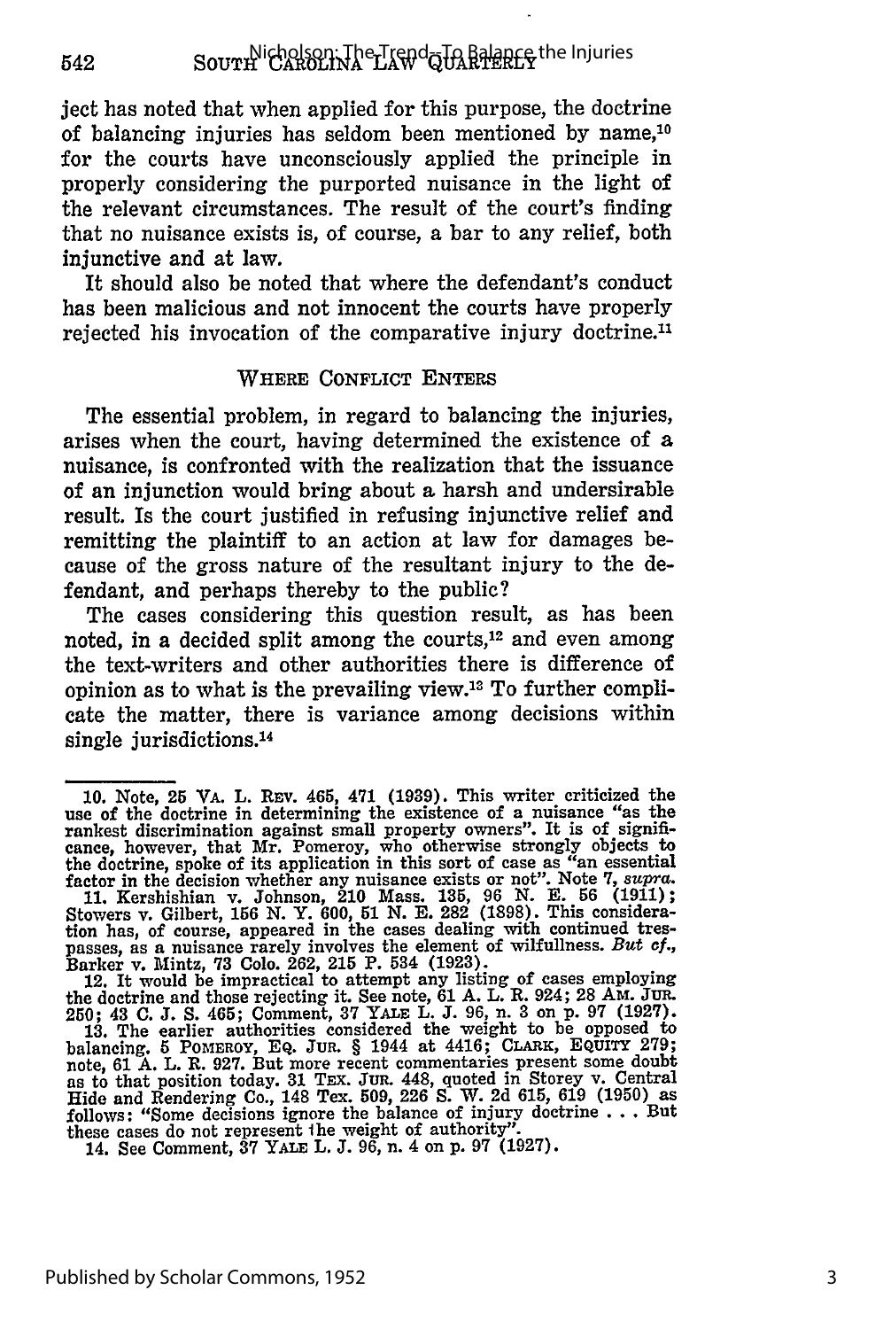ject has noted that when applied for this purpose, the doctrine of balancing injuries has seldom been mentioned by name,[10] for the courts have unconsciously applied the principle in properly considering the purported nuisance in the light of the relevant circumstances. The result of the court's finding that no nuisance exists is, of course, a bar to any relief, both injunctive and at law.

It should also be noted that where the defendant's conduct has been malicious and not innocent the courts have properly rejected his invocation of the comparative injury doctrine.[11]

## WHERE CONFLICT ENTERS

The essential problem, in regard to balancing the injuries, arises when the court, having determined the existence of a nuisance, is confronted with the realization that the issuance of an injunction would bring about a harsh and undersirable result. Is the court justified in refusing injunctive relief and remitting the plaintiff to an action at law for damages because of the gross nature of the resultant injury to the defendant, and perhaps thereby to the public?

The cases considering this question result, as has been noted, in a decided split among the courts,[12] and even among the text-writers and other authorities there is difference of opinion as to what is the prevailing view.[13] To further complicate the matter, there is variance among decisions within single jurisdictions.[14]

---

10. Note, 25 VA. L. REV. 465, 471 (1939). This writer criticized the use of the doctrine in determining the existence of a nuisance "as the rankest discrimination against small property owners". It is of significance, however, that Mr. Pomeroy, who otherwise strongly objects to the doctrine, spoke of its application in this sort of case as "an essential factor in the decision whether any nuisance exists or not". Note 7, *supra*.

11. Kershishian v. Johnson, 210 Mass. 135, 96 N. E. 56 (1911); Stowers v. Gilbert, 156 N. Y. 600, 51 N. E. 282 (1898). This consideration has, of course, appeared in the cases dealing with continued trespasses, as a nuisance rarely involves the element of wilfullness. *But cf.*, Barker v. Mintz, 73 Colo. 262, 215 P. 534 (1923).

12. It would be impractical to attempt any listing of cases employing the doctrine and those rejecting it. See note, 61 A. L. R. 924; 28 AM. JUR. 250; 43 C. J. S. 465; Comment, 37 YALE L. J. 96, n. 3 on p. 97 (1927).

13. The earlier authorities considered the weight to be opposed to balancing. 5 POMEROY, EQ. JUR. § 1944 at 4416; CLARK, EQUITY 279; note, 61 A. L. R. 927. But more recent commentaries present some doubt as to that position today. 31 TEX. JUR. 448, quoted in Storey v. Central Hide and Rendering Co., 148 Tex. 509, 226 S. W. 2d 615, 619 (1950) as follows: "Some decisions ignore the balance of injury doctrine . . . But these cases do not represent the weight of authority".

14. See Comment, 37 YALE L. J. 96, n. 4 on p. 97 (1927).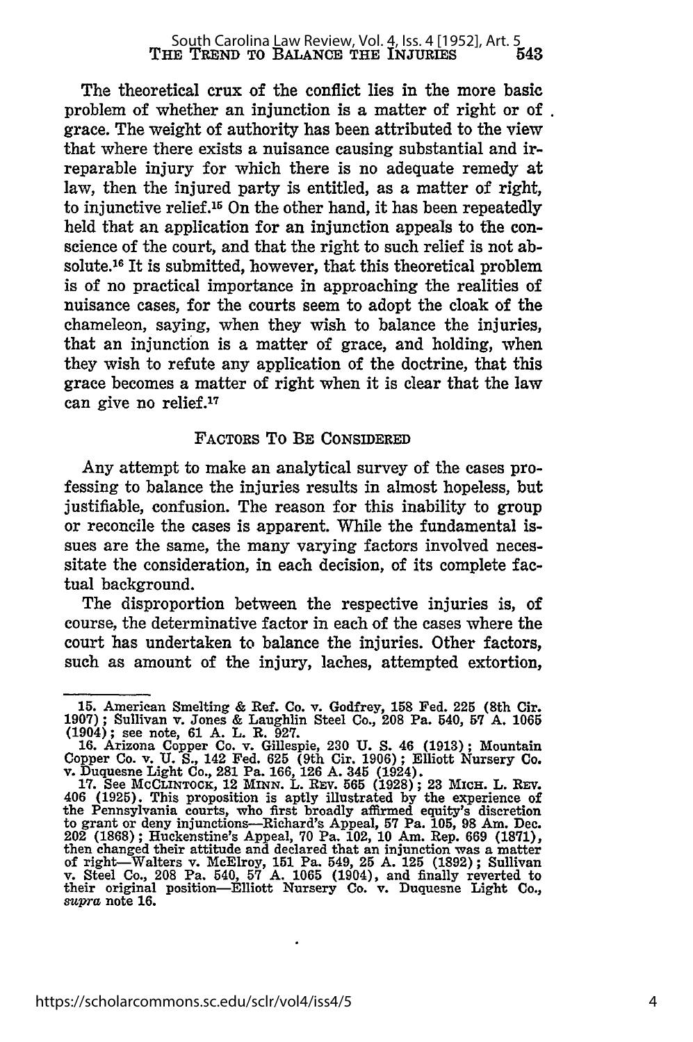The theoretical crux of the conflict lies in the more basic problem of whether an injunction is a matter of right or of grace. The weight of authority has been attributed to the view that where there exists a nuisance causing substantial and irreparable injury for which there is no adequate remedy at law, then the injured party is entitled, as a matter of right, to injunctive relief.[15] On the other hand, it has been repeatedly held that an application for an injunction appeals to the conscience of the court, and that the right to such relief is not absolute.[16] It is submitted, however, that this theoretical problem is of no practical importance in approaching the realities of nuisance cases, for the courts seem to adopt the cloak of the chameleon, saying, when they wish to balance the injuries, that an injunction is a matter of grace, and holding, when they wish to refute any application of the doctrine, that this grace becomes a matter of right when it is clear that the law can give no relief.[17]

## FACTORS TO BE CONSIDERED

Any attempt to make an analytical survey of the cases professing to balance the injuries results in almost hopeless, but justifiable, confusion. The reason for this inability to group or reconcile the cases is apparent. While the fundamental issues are the same, the many varying factors involved necessitate the consideration, in each decision, of its complete factual background.

The disproportion between the respective injuries is, of course, the determinative factor in each of the cases where the court has undertaken to balance the injuries. Other factors, such as amount of the injury, laches, attempted extortion,

---

15. American Smelting & Ref. Co. v. Godfrey, 158 Fed. 225 (8th Cir. 1907); Sullivan v. Jones & Laughlin Steel Co., 208 Pa. 540, 57 A. 1065 (1904); see note, 61 A. L. R. 927.

16. Arizona Copper Co. v. Gillespie, 230 U. S. 46 (1913); Mountain Copper Co. v. U. S., 142 Fed. 625 (9th Cir. 1906); Elliott Nursery Co. v. Duquesne Light Co., 281 Pa. 166, 126 A. 345 (1924).

17. See McCLINTOCK, 12 MINN. L. REV. 565 (1928); 23 MICH. L. REV. 406 (1925). This proposition is aptly illustrated by the experience of the Pennsylvania courts, who first broadly affirmed equity's discretion to grant or deny injunctions—Richard's Appeal, 57 Pa. 105, 98 Am. Dec. 202 (1868); Huckenstine's Appeal, 70 Pa. 102, 10 Am. Rep. 669 (1871), then changed their attitude and declared that an injunction was a matter of right—Walters v. McElroy, 151 Pa. 549, 25 A. 125 (1892); Sullivan v. Steel Co., 208 Pa. 540, 57 A. 1065 (1904), and finally reverted to their original position—Elliott Nursery Co. v. Duquesne Light Co., *supra* note 16.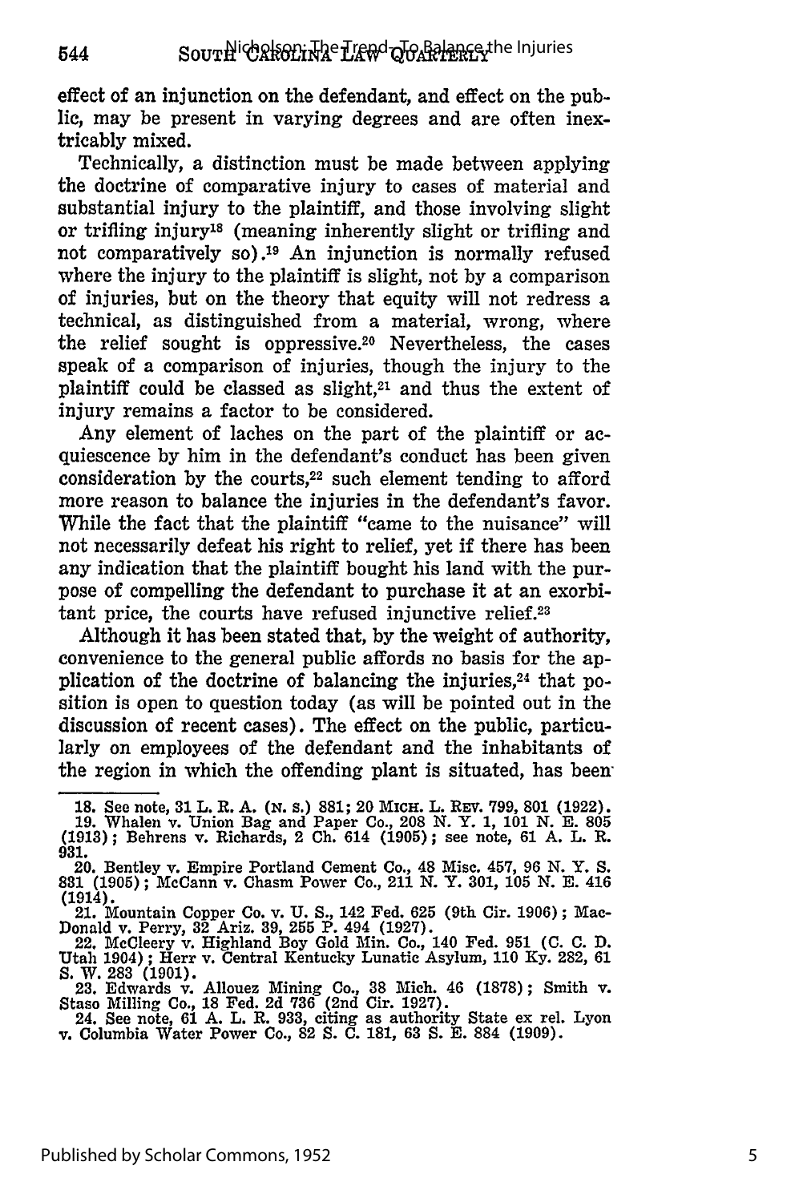effect of an injunction on the defendant, and effect on the public, may be present in varying degrees and are often inextricably mixed.

Technically, a distinction must be made between applying the doctrine of comparative injury to cases of material and substantial injury to the plaintiff, and those involving slight or trifling injury[18] (meaning inherently slight or trifling and not comparatively so).[19] An injunction is normally refused where the injury to the plaintiff is slight, not by a comparison of injuries, but on the theory that equity will not redress a technical, as distinguished from a material, wrong, where the relief sought is oppressive.[20] Nevertheless, the cases speak of a comparison of injuries, though the injury to the plaintiff could be classed as slight,[21] and thus the extent of injury remains a factor to be considered.

Any element of laches on the part of the plaintiff or acquiescence by him in the defendant's conduct has been given consideration by the courts,[22] such element tending to afford more reason to balance the injuries in the defendant's favor. While the fact that the plaintiff "came to the nuisance" will not necessarily defeat his right to relief, yet if there has been any indication that the plaintiff bought his land with the purpose of compelling the defendant to purchase it at an exorbitant price, the courts have refused injunctive relief.[23]

Although it has been stated that, by the weight of authority, convenience to the general public affords no basis for the application of the doctrine of balancing the injuries,[24] that position is open to question today (as will be pointed out in the discussion of recent cases). The effect on the public, particularly on employees of the defendant and the inhabitants of the region in which the offending plant is situated, has been

---

18. See note, 31 L. R. A. (N. S.) 881; 20 Mich. L. Rev. 799, 801 (1922).

19. Whalen v. Union Bag and Paper Co., 208 N. Y. 1, 101 N. E. 805 (1913); Behrens v. Richards, 2 Ch. 614 (1905); see note, 61 A. L. R. 931.

20. Bentley v. Empire Portland Cement Co., 48 Misc. 457, 96 N. Y. S. 831 (1905); McCann v. Chasm Power Co., 211 N. Y. 301, 105 N. E. 416 (1914).

21. Mountain Copper Co. v. U. S., 142 Fed. 625 (9th Cir. 1906); MacDonald v. Perry, 32 Ariz. 39, 255 P. 494 (1927).

22. McCleery v. Highland Boy Gold Min. Co., 140 Fed. 951 (C. C. D. Utah 1904); Herr v. Central Kentucky Lunatic Asylum, 110 Ky. 282, 61 S. W. 283 (1901).

23. Edwards v. Allouez Mining Co., 38 Mich. 46 (1878); Smith v. Staso Milling Co., 18 Fed. 2d 736 (2nd Cir. 1927).

24. See note, 61 A. L. R. 933, citing as authority State ex rel. Lyon v. Columbia Water Power Co., 82 S. C. 181, 63 S. E. 884 (1909).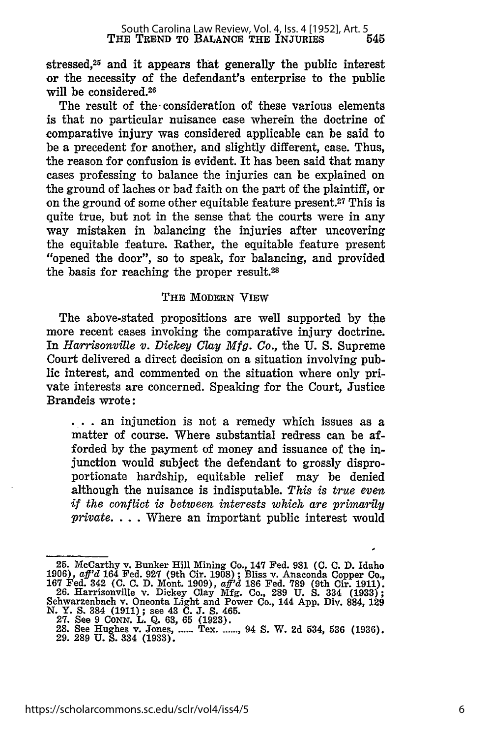stressed,[25] and it appears that generally the public interest or the necessity of the defendant's enterprise to the public will be considered.[26]

The result of the consideration of these various elements is that no particular nuisance case wherein the doctrine of comparative injury was considered applicable can be said to be a precedent for another, and slightly different, case. Thus, the reason for confusion is evident. It has been said that many cases professing to balance the injuries can be explained on the ground of laches or bad faith on the part of the plaintiff, or on the ground of some other equitable feature present.[27] This is quite true, but not in the sense that the courts were in any way mistaken in balancing the injuries after uncovering the equitable feature. Rather, the equitable feature present "opened the door", so to speak, for balancing, and provided the basis for reaching the proper result.[28]

## THE MODERN VIEW

The above-stated propositions are well supported by the more recent cases invoking the comparative injury doctrine. In *Harrisonville v. Dickey Clay Mfg. Co.*, the U. S. Supreme Court delivered a direct decision on a situation involving public interest, and commented on the situation where only private interests are concerned. Speaking for the Court, Justice Brandeis wrote:

> . . . an injunction is not a remedy which issues as a matter of course. Where substantial redress can be afforded by the payment of money and issuance of the injunction would subject the defendant to grossly disproportionate hardship, equitable relief may be denied although the nuisance is indisputable. *This is true even if the conflict is between interests which are primarily private*. . . . Where an important public interest would

---

25. McCarthy v. Bunker Hill Mining Co., 147 Fed. 981 (C. C. D. Idaho 1906), *aff'd* 164 Fed. 927 (9th Cir. 1908); Bliss v. Anaconda Copper Co., 167 Fed. 342 (C. C. D. Mont. 1909), *aff'd* 186 Fed. 789 (9th Cir. 1911).
26. Harrisonville v. Dickey Clay Mfg. Co., 289 U. S. 334 (1933); Schwarzenbach v. Oneonta Light and Power Co., 144 App. Div. 884, 129 N. Y. S. 384 (1911); see 43 C. J. S. 465.
27. See 9 CONN. L. Q. 63, 65 (1923).
28. See Hughes v. Jones, ...... Tex. ......, 94 S. W. 2d 534, 536 (1936).
29. 289 U. S. 334 (1933).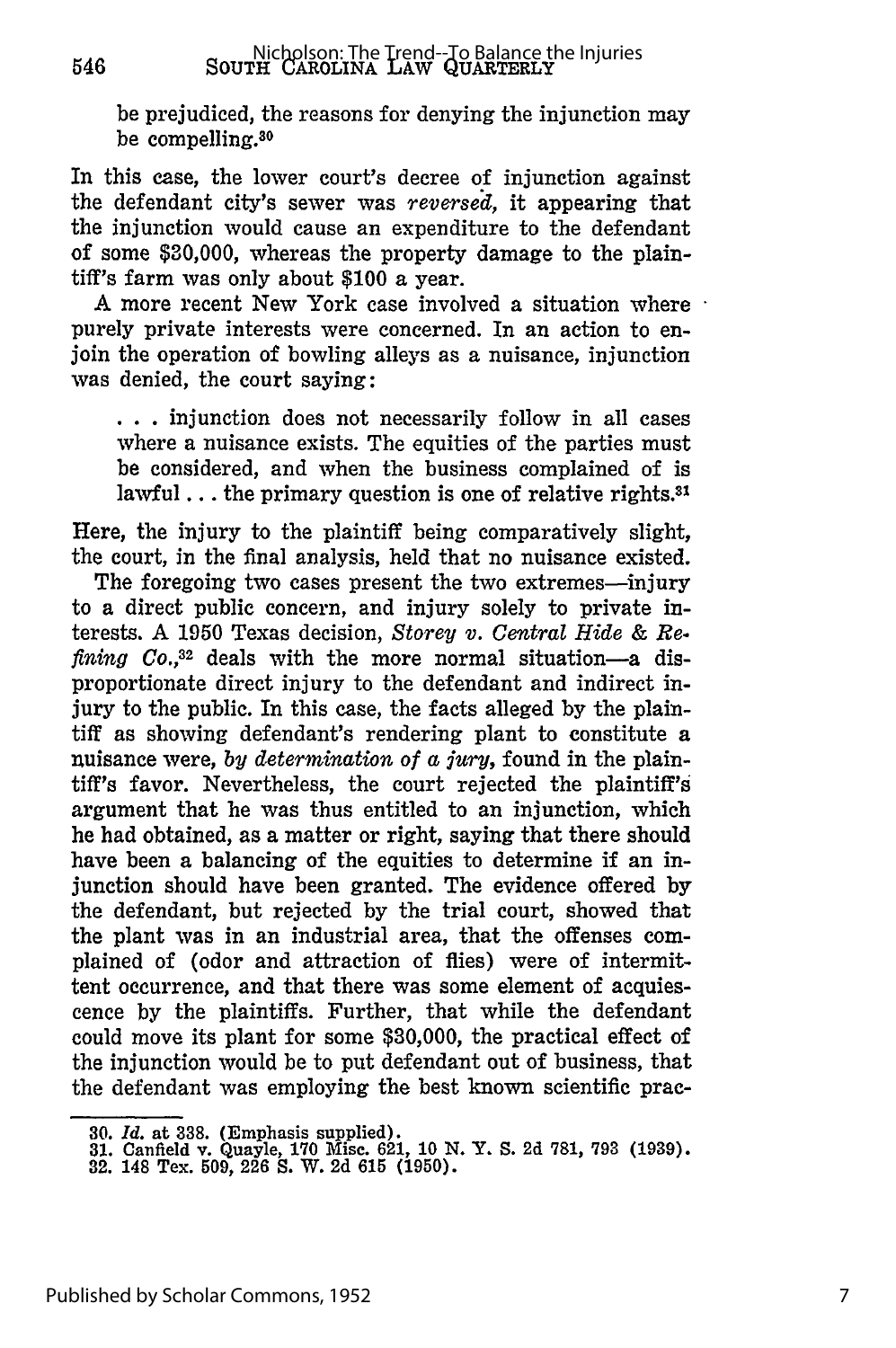be prejudiced, the reasons for denying the injunction may be compelling.[30]

In this case, the lower court's decree of injunction against the defendant city's sewer was *reversed*, it appearing that the injunction would cause an expenditure to the defendant of some $30,000, whereas the property damage to the plaintiff's farm was only about $100 a year.

A more recent New York case involved a situation where purely private interests were concerned. In an action to enjoin the operation of bowling alleys as a nuisance, injunction was denied, the court saying:

> . . . injunction does not necessarily follow in all cases where a nuisance exists. The equities of the parties must be considered, and when the business complained of is lawful . . . the primary question is one of relative rights.[31]

Here, the injury to the plaintiff being comparatively slight, the court, in the final analysis, held that no nuisance existed.

The foregoing two cases present the two extremes—injury to a direct public concern, and injury solely to private interests. A 1950 Texas decision, *Storey v. Central Hide & Refining Co.*,[32] deals with the more normal situation—a disproportionate direct injury to the defendant and indirect injury to the public. In this case, the facts alleged by the plaintiff as showing defendant's rendering plant to constitute a nuisance were, *by determination of a jury*, found in the plaintiff's favor. Nevertheless, the court rejected the plaintiff's argument that he was thus entitled to an injunction, which he had obtained, as a matter or right, saying that there should have been a balancing of the equities to determine if an injunction should have been granted. The evidence offered by the defendant, but rejected by the trial court, showed that the plant was in an industrial area, that the offenses complained of (odor and attraction of flies) were of intermittent occurrence, and that there was some element of acquiescence by the plaintiffs. Further, that while the defendant could move its plant for some $30,000, the practical effect of the injunction would be to put defendant out of business, that the defendant was employing the best known scientific prac-

---

30. *Id.* at 338. (Emphasis supplied).
31. Canfield v. Quayle, 170 Misc. 621, 10 N. Y. S. 2d 781, 793 (1939).
32. 148 Tex. 509, 226 S. W. 2d 615 (1950).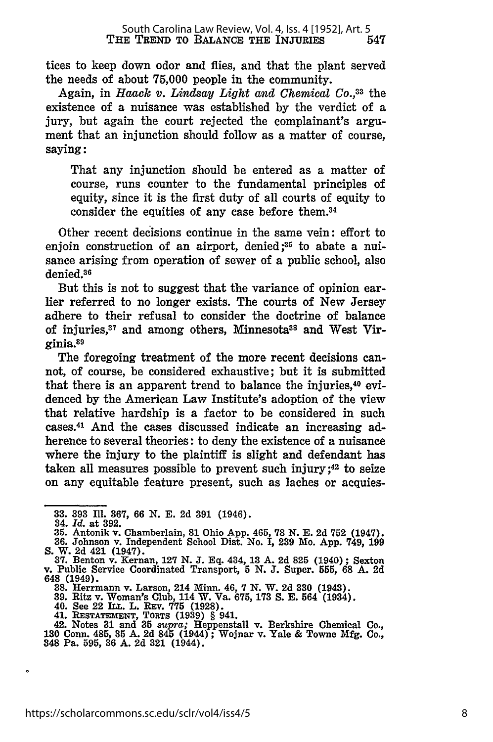tices to keep down odor and flies, and that the plant served the needs of about 75,000 people in the community.

Again, in *Haack v. Lindsay Light and Chemical Co.*,[33] the existence of a nuisance was established by the verdict of a jury, but again the court rejected the complainant's argument that an injunction should follow as a matter of course, saying:

> That any injunction should be entered as a matter of course, runs counter to the fundamental principles of equity, since it is the first duty of all courts of equity to consider the equities of any case before them.[34]

Other recent decisions continue in the same vein: effort to enjoin construction of an airport, denied;[35] to abate a nuisance arising from operation of sewer of a public school, also denied.[36]

But this is not to suggest that the variance of opinion earlier referred to no longer exists. The courts of New Jersey adhere to their refusal to consider the doctrine of balance of injuries,[37] and among others, Minnesota[38] and West Virginia.[39]

The foregoing treatment of the more recent decisions cannot, of course, be considered exhaustive; but it is submitted that there is an apparent trend to balance the injuries,[40] evidenced by the American Law Institute's adoption of the view that relative hardship is a factor to be considered in such cases.[41] And the cases discussed indicate an increasing adherence to several theories: to deny the existence of a nuisance where the injury to the plaintiff is slight and defendant has taken all measures possible to prevent such injury;[42] to seize on any equitable feature present, such as laches or acquies-

---

33. 393 Ill. 367, 66 N. E. 2d 391 (1946).
34. *Id.* at 392.
35. Antonik v. Chamberlain, 81 Ohio App. 465, 78 N. E. 2d 752 (1947).
36. Johnson v. Independent School Dist. No. I, 239 Mo. App. 749, 199 S. W. 2d 421 (1947).
37. Benton v. Kernan, 127 N. J. Eq. 434, 13 A. 2d 825 (1940); Sexton v. Public Service Coordinated Transport, 5 N. J. Super. 555, 68 A. 2d 648 (1949).
38. Herrmann v. Larson, 214 Minn. 46, 7 N. W. 2d 330 (1943).
39. Ritz v. Woman's Club, 114 W. Va. 675, 173 S. E. 564 (1934).
40. See 22 ILL. L. REV. 775 (1928).
41. RESTATEMENT, TORTS (1939) § 941.
42. Notes 31 and 35 *supra*; Heppenstall v. Berkshire Chemical Co., 130 Conn. 485, 35 A. 2d 845 (1944); Wojnar v. Yale & Towne Mfg. Co., 348 Pa. 595, 36 A. 2d 321 (1944).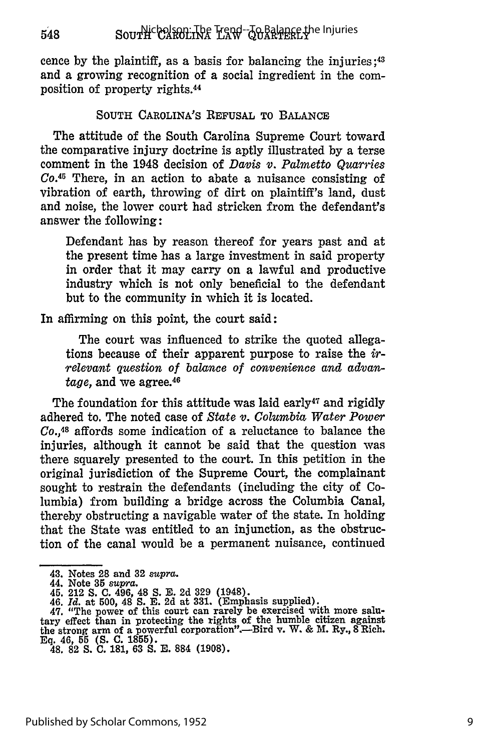cence by the plaintiff, as a basis for balancing the injuries;[43] and a growing recognition of a social ingredient in the composition of property rights.[44]

## SOUTH CAROLINA'S REFUSAL TO BALANCE

The attitude of the South Carolina Supreme Court toward the comparative injury doctrine is aptly illustrated by a terse comment in the 1948 decision of *Davis v. Palmetto Quarries Co.*[45] There, in an action to abate a nuisance consisting of vibration of earth, throwing of dirt on plaintiff's land, dust and noise, the lower court had stricken from the defendant's answer the following:

> Defendant has by reason thereof for years past and at the present time has a large investment in said property in order that it may carry on a lawful and productive industry which is not only beneficial to the defendant but to the community in which it is located.

In affirming on this point, the court said:

> The court was influenced to strike the quoted allegations because of their apparent purpose to raise the *irrelevant question of balance of convenience and advantage*, and we agree.[46]

The foundation for this attitude was laid early[47] and rigidly adhered to. The noted case of *State v. Columbia Water Power Co.*,[48] affords some indication of a reluctance to balance the injuries, although it cannot be said that the question was there squarely presented to the court. In this petition in the original jurisdiction of the Supreme Court, the complainant sought to restrain the defendants (including the city of Columbia) from building a bridge across the Columbia Canal, thereby obstructing a navigable water of the state. In holding that the State was entitled to an injunction, as the obstruction of the canal would be a permanent nuisance, continued

---

43. Notes 28 and 32 *supra.*
44. Note 35 *supra.*
45. 212 S. C. 496, 48 S. E. 2d 329 (1948).
46. *Id.* at 500, 48 S. E. 2d at 331. (Emphasis supplied).
47. "The power of this court can rarely be exercised with more salutary effect than in protecting the rights of the humble citizen against the strong arm of a powerful corporation".—Bird v. W. & M. Ry., 8 Rich. Eq. 46, 55 (S. C. 1855).
48. 82 S. C. 181, 63 S. E. 884 (1908).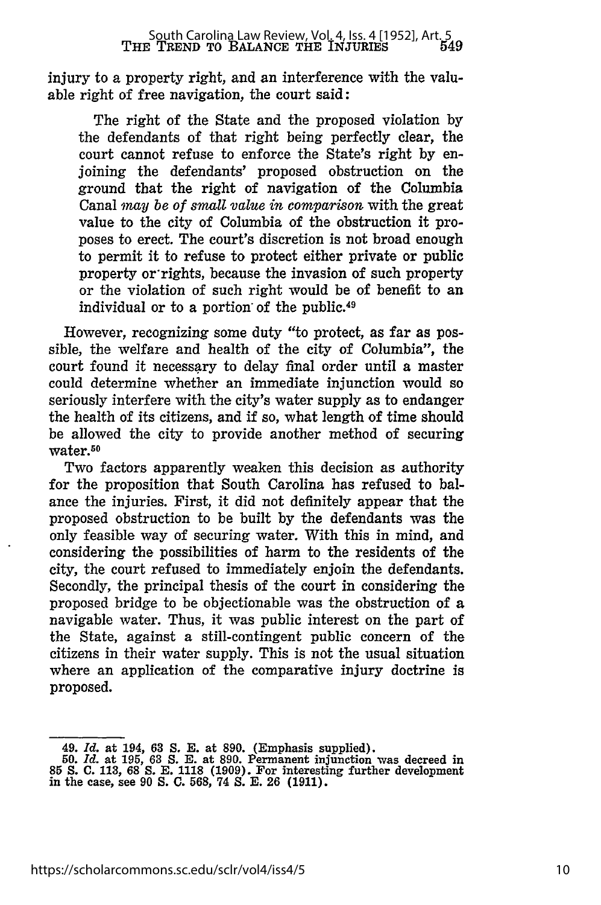injury to a property right, and an interference with the valuable right of free navigation, the court said:

> The right of the State and the proposed violation by the defendants of that right being perfectly clear, the court cannot refuse to enforce the State's right by enjoining the defendants' proposed obstruction on the ground that the right of navigation of the Columbia Canal *may be of small value in comparison* with the great value to the city of Columbia of the obstruction it proposes to erect. The court's discretion is not broad enough to permit it to refuse to protect either private or public property or rights, because the invasion of such property or the violation of such right would be of benefit to an individual or to a portion of the public.[49]

However, recognizing some duty "to protect, as far as possible, the welfare and health of the city of Columbia", the court found it necessary to delay final order until a master could determine whether an immediate injunction would so seriously interfere with the city's water supply as to endanger the health of its citizens, and if so, what length of time should be allowed the city to provide another method of securing water.[50]

Two factors apparently weaken this decision as authority for the proposition that South Carolina has refused to balance the injuries. First, it did not definitely appear that the proposed obstruction to be built by the defendants was the only feasible way of securing water. With this in mind, and considering the possibilities of harm to the residents of the city, the court refused to immediately enjoin the defendants. Secondly, the principal thesis of the court in considering the proposed bridge to be objectionable was the obstruction of a navigable water. Thus, it was public interest on the part of the State, against a still-contingent public concern of the citizens in their water supply. This is not the usual situation where an application of the comparative injury doctrine is proposed.

---

49. *Id.* at 194, 63 S. E. at 890. (Emphasis supplied).
50. *Id.* at 195, 63 S. E. at 890. Permanent injunction was decreed in 85 S. C. 113, 68 S. E. 1118 (1909). For interesting further development in the case, see 90 S. C. 568, 74 S. E. 26 (1911).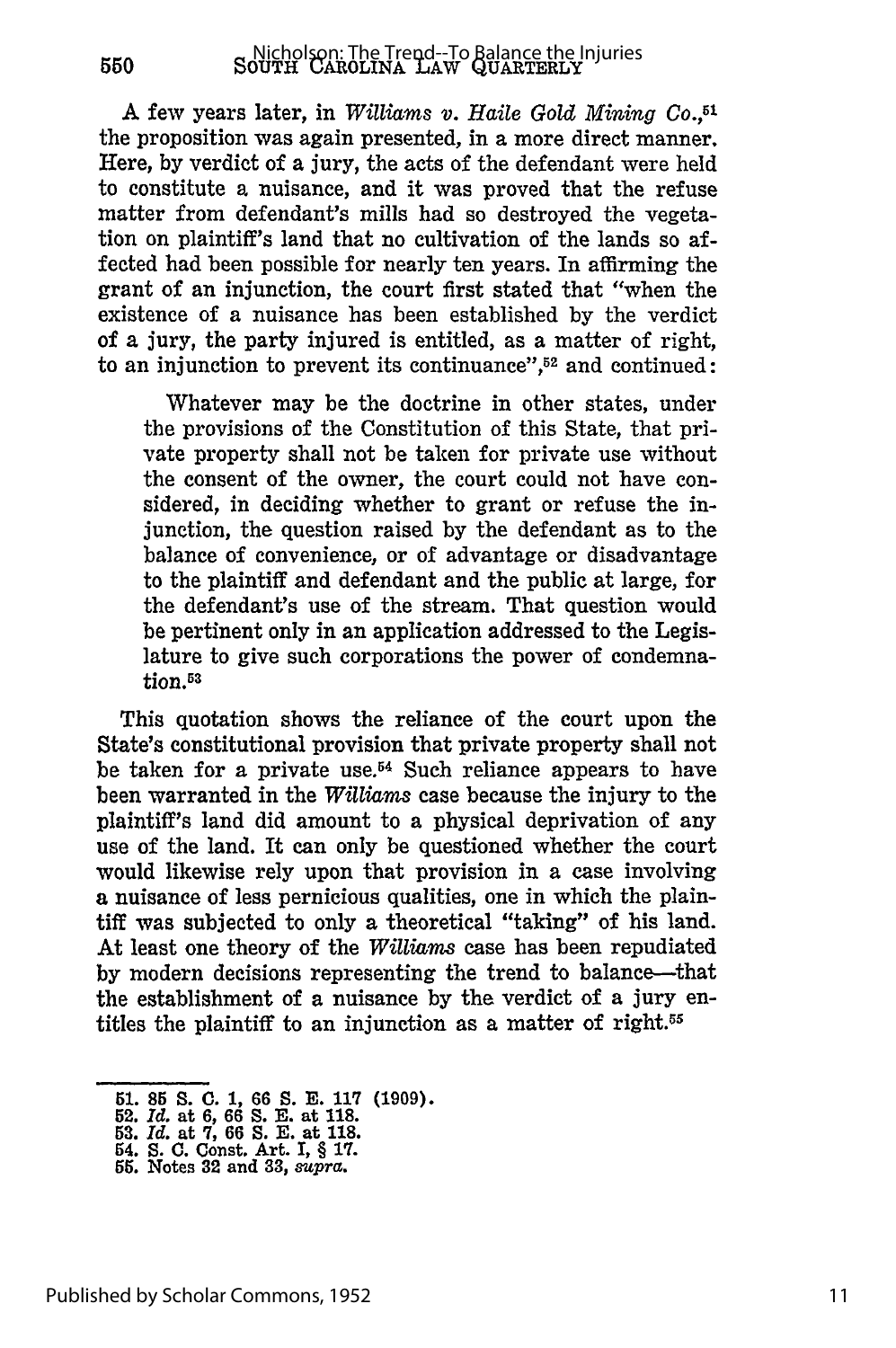A few years later, in *Williams v. Haile Gold Mining Co.*,[51] the proposition was again presented, in a more direct manner. Here, by verdict of a jury, the acts of the defendant were held to constitute a nuisance, and it was proved that the refuse matter from defendant's mills had so destroyed the vegetation on plaintiff's land that no cultivation of the lands so affected had been possible for nearly ten years. In affirming the grant of an injunction, the court first stated that "when the existence of a nuisance has been established by the verdict of a jury, the party injured is entitled, as a matter of right, to an injunction to prevent its continuance",[52] and continued:

> Whatever may be the doctrine in other states, under the provisions of the Constitution of this State, that private property shall not be taken for private use without the consent of the owner, the court could not have considered, in deciding whether to grant or refuse the injunction, the question raised by the defendant as to the balance of convenience, or of advantage or disadvantage to the plaintiff and defendant and the public at large, for the defendant's use of the stream. That question would be pertinent only in an application addressed to the Legislature to give such corporations the power of condemnation.[53]

This quotation shows the reliance of the court upon the State's constitutional provision that private property shall not be taken for a private use.[54] Such reliance appears to have been warranted in the *Williams* case because the injury to the plaintiff's land did amount to a physical deprivation of any use of the land. It can only be questioned whether the court would likewise rely upon that provision in a case involving a nuisance of less pernicious qualities, one in which the plaintiff was subjected to only a theoretical "taking" of his land. At least one theory of the *Williams* case has been repudiated by modern decisions representing the trend to balance—that the establishment of a nuisance by the verdict of a jury entitles the plaintiff to an injunction as a matter of right.[55]

---

51. 85 S. C. 1, 66 S. E. 117 (1909).
52. *Id.* at 6, 66 S. E. at 118.
53. *Id.* at 7, 66 S. E. at 118.
54. S. C. Const. Art. I, § 17.
55. Notes 32 and 33, *supra.*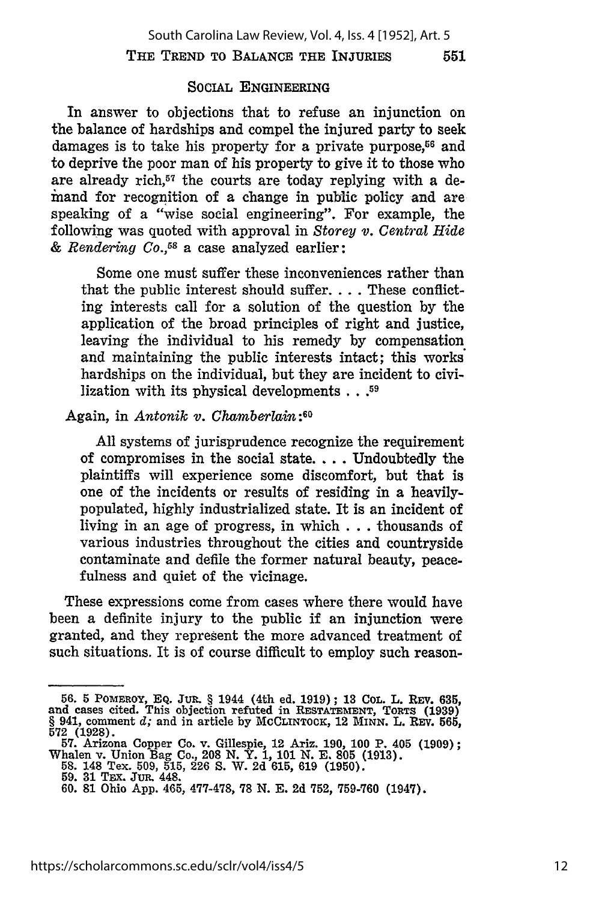### SOCIAL ENGINEERING

In answer to objections that to refuse an injunction on the balance of hardships and compel the injured party to seek damages is to take his property for a private purpose,[56] and to deprive the poor man of his property to give it to those who are already rich,[57] the courts are today replying with a demand for recognition of a change in public policy and are speaking of a "wise social engineering". For example, the following was quoted with approval in *Storey v. Central Hide & Rendering Co.*,[58] a case analyzed earlier:

> Some one must suffer these inconveniences rather than that the public interest should suffer. . . . These conflicting interests call for a solution of the question by the application of the broad principles of right and justice, leaving the individual to his remedy by compensation and maintaining the public interests intact; this works hardships on the individual, but they are incident to civilization with its physical developments . . .[59]

Again, in *Antonik v. Chamberlain*:[60]

> All systems of jurisprudence recognize the requirement of compromises in the social state. . . . Undoubtedly the plaintiffs will experience some discomfort, but that is one of the incidents or results of residing in a heavily-populated, highly industrialized state. It is an incident of living in an age of progress, in which . . . thousands of various industries throughout the cities and countryside contaminate and defile the former natural beauty, peacefulness and quiet of the vicinage.

These expressions come from cases where there would have been a definite injury to the public if an injunction were granted, and they represent the more advanced treatment of such situations. It is of course difficult to employ such reason-

---

56. 5 POMEROY, EQ. JUR. § 1944 (4th ed. 1919); 13 COL. L. REV. 635, and cases cited. This objection refuted in RESTATEMENT, TORTS (1939) § 941, comment *d;* and in article by MCCLINTOCK, 12 MINN. L. REV. 565, 572 (1928).

57. Arizona Copper Co. v. Gillespie, 12 Ariz. 190, 100 P. 405 (1909); Whalen v. Union Bag Co., 208 N. Y. 1, 101 N. E. 805 (1913).

58. 148 Tex. 509, 515, 226 S. W. 2d 615, 619 (1950).

59. 31 TEX. JUR. 448.

60. 81 Ohio App. 465, 477-478, 78 N. E. 2d 752, 759-760 (1947).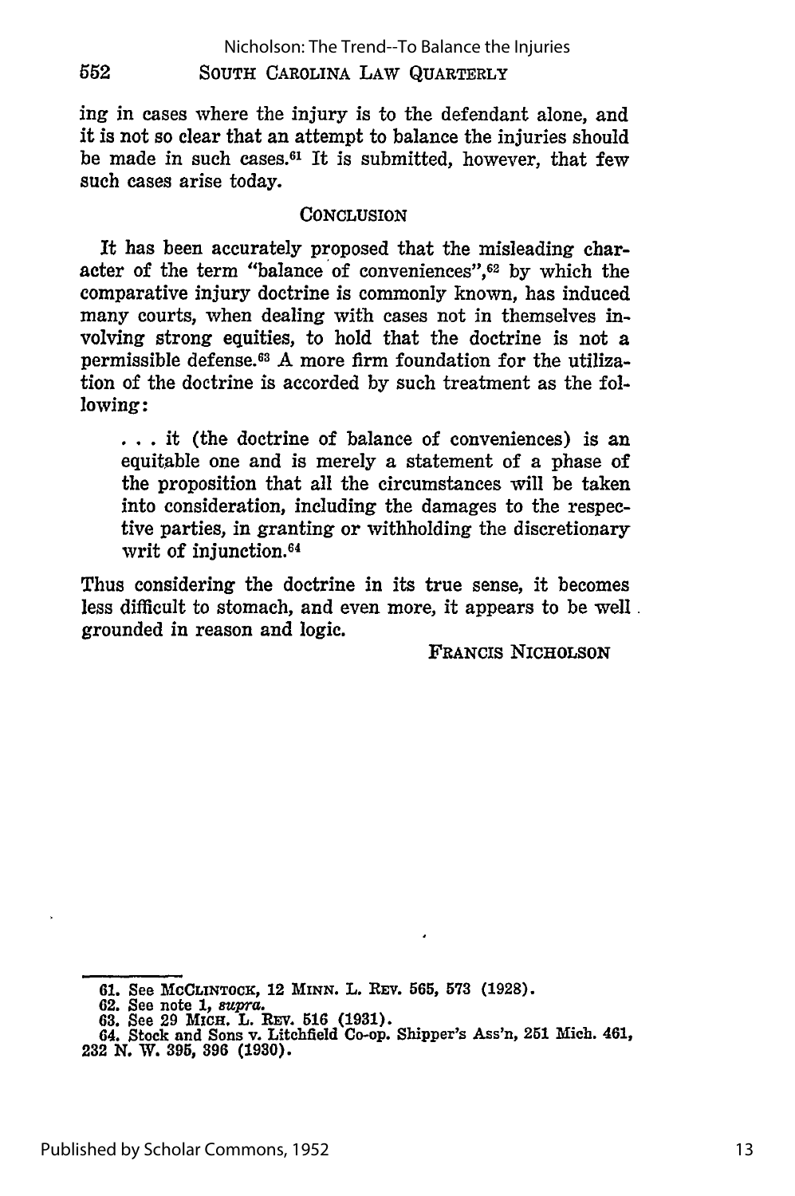ing in cases where the injury is to the defendant alone, and it is not so clear that an attempt to balance the injuries should be made in such cases.[61] It is submitted, however, that few such cases arise today.

## CONCLUSION

It has been accurately proposed that the misleading character of the term "balance of conveniences",[62] by which the comparative injury doctrine is commonly known, has induced many courts, when dealing with cases not in themselves involving strong equities, to hold that the doctrine is not a permissible defense.[63] A more firm foundation for the utilization of the doctrine is accorded by such treatment as the following:

> . . . it (the doctrine of balance of conveniences) is an equitable one and is merely a statement of a phase of the proposition that all the circumstances will be taken into consideration, including the damages to the respective parties, in granting or withholding the discretionary writ of injunction.[64]

Thus considering the doctrine in its true sense, it becomes less difficult to stomach, and even more, it appears to be well grounded in reason and logic.

FRANCIS NICHOLSON

---

61. See McCLINTOCK, 12 MINN. L. REV. 565, 573 (1928).
62. See note 1, *supra*.
63. See 29 MICH. L. REV. 516 (1931).
64. Stock and Sons v. Litchfield Co-op. Shipper's Ass'n, 251 Mich. 461, 232 N. W. 395, 396 (1930).